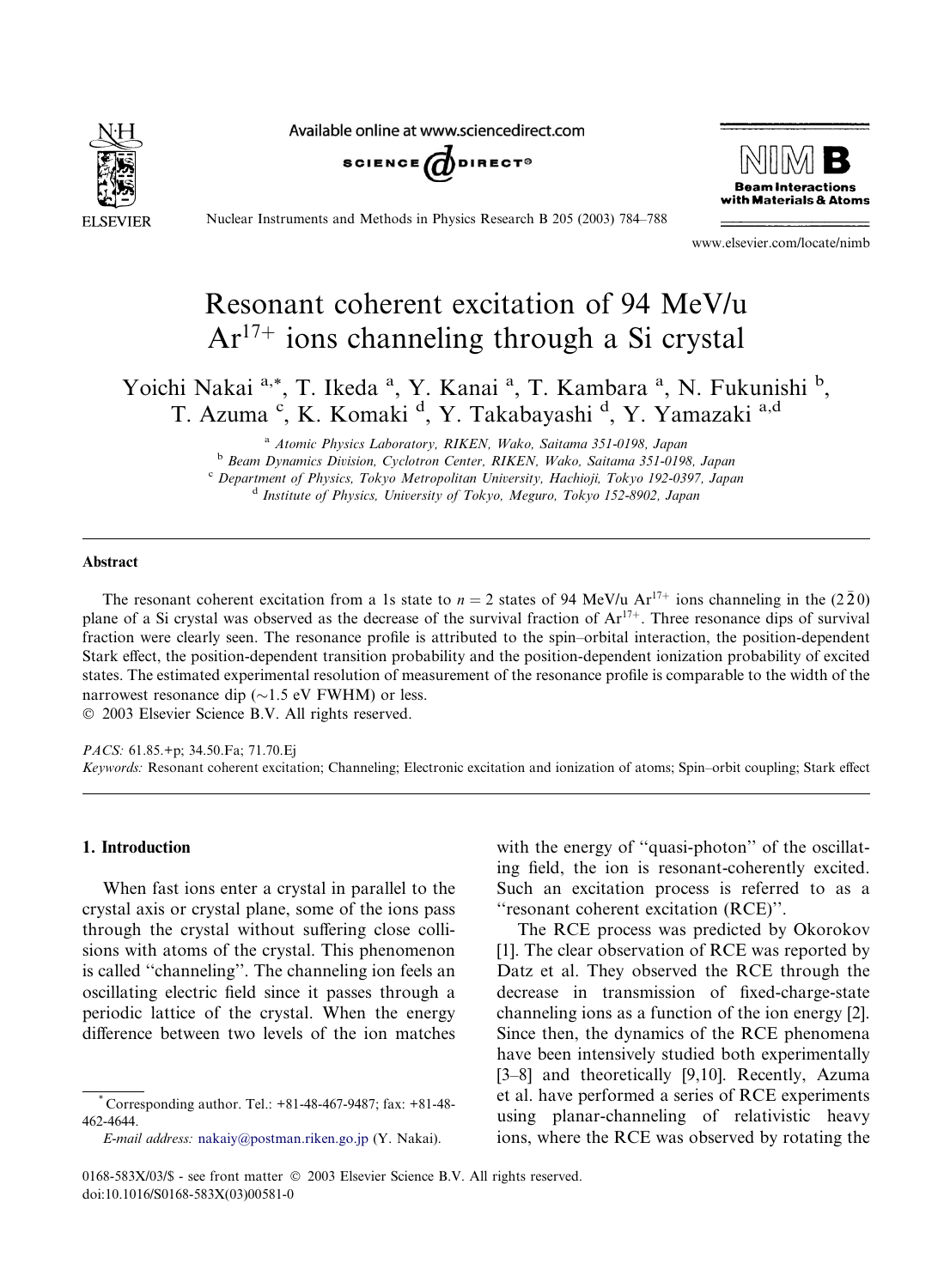# Resonant coherent excitation of 94 MeV/u $Ar^{17+}$ ions channeling through a Si crystal

Yoichi Nakai [a,*], T. Ikeda [a], Y. Kanai [a], T. Kambara [a], N. Fukunishi [b], T. Azuma [c], K. Komaki [d], Y. Takabayashi [d], Y. Yamazaki [a,d]

[a] *Atomic Physics Laboratory, RIKEN, Wako, Saitama 351-0198, Japan*

[b] *Beam Dynamics Division, Cyclotron Center, RIKEN, Wako, Saitama 351-0198, Japan*

[c] *Department of Physics, Tokyo Metropolitan University, Hachioji, Tokyo 192-0397, Japan*

[d] *Institute of Physics, University of Tokyo, Meguro, Tokyo 152-8902, Japan*

## Abstract

The resonant coherent excitation from a 1s state to $n = 2$ states of 94 MeV/u $Ar^{17+}$ ions channeling in the $(2\bar{2}0)$ plane of a Si crystal was observed as the decrease of the survival fraction of $Ar^{17+}$. Three resonance dips of survival fraction were clearly seen. The resonance profile is attributed to the spin–orbital interaction, the position-dependent Stark effect, the position-dependent transition probability and the position-dependent ionization probability of excited states. The estimated experimental resolution of measurement of the resonance profile is comparable to the width of the narrowest resonance dip (~1.5 eV FWHM) or less.

© 2003 Elsevier Science B.V. All rights reserved.

*PACS:* 61.85.+p; 34.50.Fa; 71.70.Ej

*Keywords:* Resonant coherent excitation; Channeling; Electronic excitation and ionization of atoms; Spin–orbit coupling; Stark effect

## 1. Introduction

When fast ions enter a crystal in parallel to the crystal axis or crystal plane, some of the ions pass through the crystal without suffering close collisions with atoms of the crystal. This phenomenon is called "channeling". The channeling ion feels an oscillating electric field since it passes through a periodic lattice of the crystal. When the energy difference between two levels of the ion matches with the energy of "quasi-photon" of the oscillating field, the ion is resonant-coherently excited. Such an excitation process is referred to as a "resonant coherent excitation (RCE)".

The RCE process was predicted by Okorokov [1]. The clear observation of RCE was reported by Datz et al. They observed the RCE through the decrease in transmission of fixed-charge-state channeling ions as a function of the ion energy [2]. Since then, the dynamics of the RCE phenomena have been intensively studied both experimentally [3–8] and theoretically [9,10]. Recently, Azuma et al. have performed a series of RCE experiments using planar-channeling of relativistic heavy ions, where the RCE was observed by rotating the

---

* Corresponding author. Tel.: +81-48-467-9487; fax: +81-48-462-4644.

*E-mail address:* nakaiy@postman.riken.go.jp (Y. Nakai).

0168-583X/03/$ - see front matter © 2003 Elsevier Science B.V. All rights reserved.
doi:10.1016/S0168-583X(03)00581-0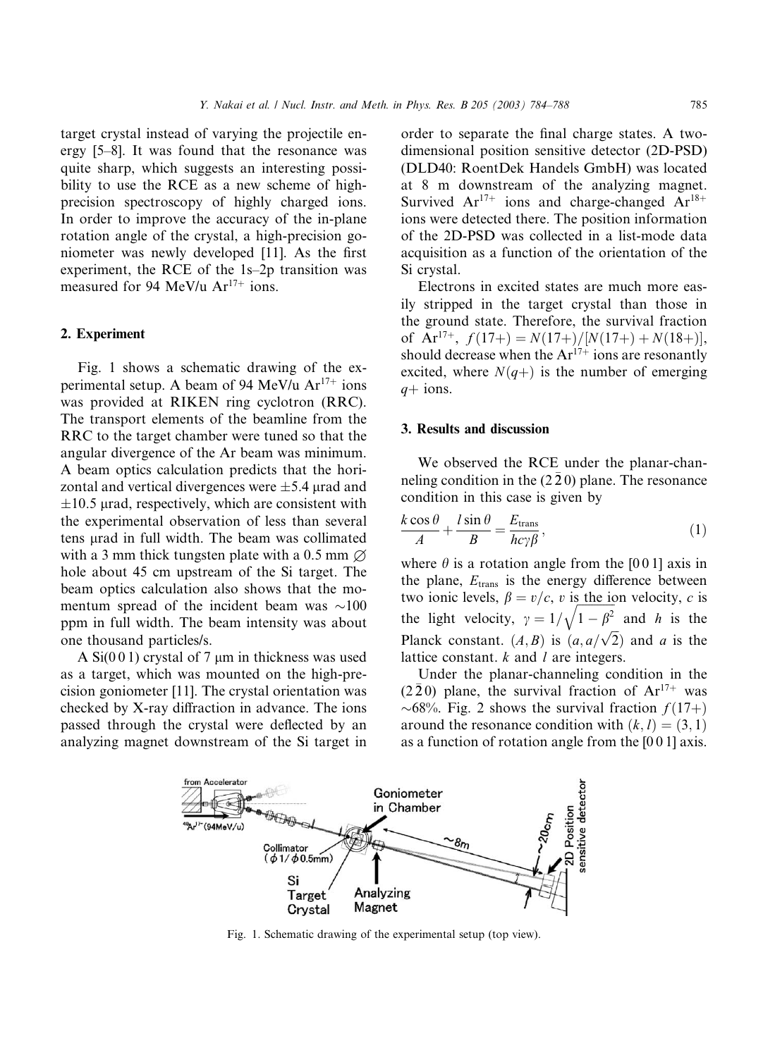target crystal instead of varying the projectile energy [5–8]. It was found that the resonance was quite sharp, which suggests an interesting possibility to use the RCE as a new scheme of high-precision spectroscopy of highly charged ions. In order to improve the accuracy of the in-plane rotation angle of the crystal, a high-precision goniometer was newly developed [11]. As the first experiment, the RCE of the 1s–2p transition was measured for 94 MeV/u $Ar^{17+}$ ions.

## 2. Experiment

Fig. 1 shows a schematic drawing of the experimental setup. A beam of 94 MeV/u $Ar^{17+}$ ions was provided at RIKEN ring cyclotron (RRC). The transport elements of the beamline from the RRC to the target chamber were tuned so that the angular divergence of the Ar beam was minimum. A beam optics calculation predicts that the horizontal and vertical divergences were ±5.4 μrad and ±10.5 μrad, respectively, which are consistent with the experimental observation of less than several tens μrad in full width. The beam was collimated with a 3 mm thick tungsten plate with a 0.5 mm ∅ hole about 45 cm upstream of the Si target. The beam optics calculation also shows that the momentum spread of the incident beam was ∼100 ppm in full width. The beam intensity was about one thousand particles/s.

A Si(0 0 1) crystal of 7 μm in thickness was used as a target, which was mounted on the high-precision goniometer [11]. The crystal orientation was checked by X-ray diffraction in advance. The ions passed through the crystal were deflected by an analyzing magnet downstream of the Si target in order to separate the final charge states. A two-dimensional position sensitive detector (2D-PSD) (DLD40: RoentDek Handels GmbH) was located at 8 m downstream of the analyzing magnet. Survived $Ar^{17+}$ ions and charge-changed $Ar^{18+}$ ions were detected there. The position information of the 2D-PSD was collected in a list-mode data acquisition as a function of the orientation of the Si crystal.

Electrons in excited states are much more easily stripped in the target crystal than those in the ground state. Therefore, the survival fraction of $Ar^{17+}$, $f(17+) = N(17+)/[N(17+) + N(18+)]$, should decrease when the $Ar^{17+}$ ions are resonantly excited, where $N(q+)$ is the number of emerging $q+$ ions.

## 3. Results and discussion

We observed the RCE under the planar-channeling condition in the $(2\,\bar{2}\,0)$ plane. The resonance condition in this case is given by

$$\frac{k\cos\theta}{A} + \frac{l\sin\theta}{B} = \frac{E_{\text{trans}}}{hc\gamma\beta}, \tag{1}$$

where $\theta$ is a rotation angle from the [0 0 1] axis in the plane, $E_{\text{trans}}$ is the energy difference between two ionic levels, $\beta = v/c$, $v$ is the ion velocity, $c$ is the light velocity, $\gamma = 1/\sqrt{1-\beta^2}$ and $h$ is the Planck constant. $(A, B)$ is $(a, a/\sqrt{2})$ and $a$ is the lattice constant. $k$ and $l$ are integers.

Under the planar-channeling condition in the $(2\,\bar{2}\,0)$ plane, the survival fraction of $Ar^{17+}$ was ∼68%. Fig. 2 shows the survival fraction $f(17+)$ around the resonance condition with $(k, l) = (3, 1)$ as a function of rotation angle from the [0 0 1] axis.

Fig. 1. Schematic drawing of the experimental setup (top view).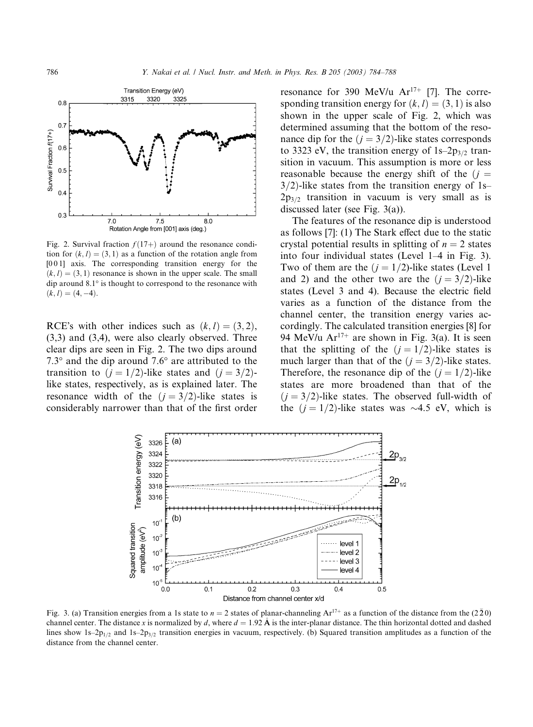Fig. 2. Survival fraction $f(17+)$ around the resonance condition for $(k,l) = (3,1)$ as a function of the rotation angle from [0 0 1] axis. The corresponding transition energy for the $(k,l) = (3,1)$ resonance is shown in the upper scale. The small dip around 8.1° is thought to correspond to the resonance with $(k,l) = (4,-4)$.

RCE's with other indices such as $(k,l) = (3,2)$, (3,3) and (3,4), were also clearly observed. Three clear dips are seen in Fig. 2. The two dips around 7.3° and the dip around 7.6° are attributed to the transition to $(j = 1/2)$-like states and $(j = 3/2)$-like states, respectively, as is explained later. The resonance width of the $(j = 3/2)$-like states is considerably narrower than that of the first order resonance for 390 MeV/u $Ar^{17+}$ [7]. The corresponding transition energy for $(k,l) = (3,1)$ is also shown in the upper scale of Fig. 2, which was determined assuming that the bottom of the resonance dip for the $(j = 3/2)$-like states corresponds to 3323 eV, the transition energy of $1s$–$2p_{3/2}$ transition in vacuum. This assumption is more or less reasonable because the energy shift of the $(j = 3/2)$-like states from the transition energy of $1s$–$2p_{3/2}$ transition in vacuum is very small as is discussed later (see Fig. 3(a)).

The features of the resonance dip is understood as follows [7]: (1) The Stark effect due to the static crystal potential results in splitting of $n = 2$ states into four individual states (Level 1–4 in Fig. 3). Two of them are the $(j = 1/2)$-like states (Level 1 and 2) and the other two are the $(j = 3/2)$-like states (Level 3 and 4). Because the electric field varies as a function of the distance from the channel center, the transition energy varies accordingly. The calculated transition energies [8] for 94 MeV/u $Ar^{17+}$ are shown in Fig. 3(a). It is seen that the splitting of the $(j = 1/2)$-like states is much larger than that of the $(j = 3/2)$-like states. Therefore, the resonance dip of the $(j = 1/2)$-like states are more broadened than that of the $(j = 3/2)$-like states. The observed full-width of the $(j = 1/2)$-like states was ~4.5 eV, which is

Fig. 3. (a) Transition energies from a 1s state to $n = 2$ states of planar-channeling $Ar^{17+}$ as a function of the distance from the $(2\bar{2}0)$ channel center. The distance $x$ is normalized by $d$, where $d = 1.92$ Å is the inter-planar distance. The thin horizontal dotted and dashed lines show $1s$–$2p_{1/2}$ and $1s$–$2p_{3/2}$ transition energies in vacuum, respectively. (b) Squared transition amplitudes as a function of the distance from the channel center.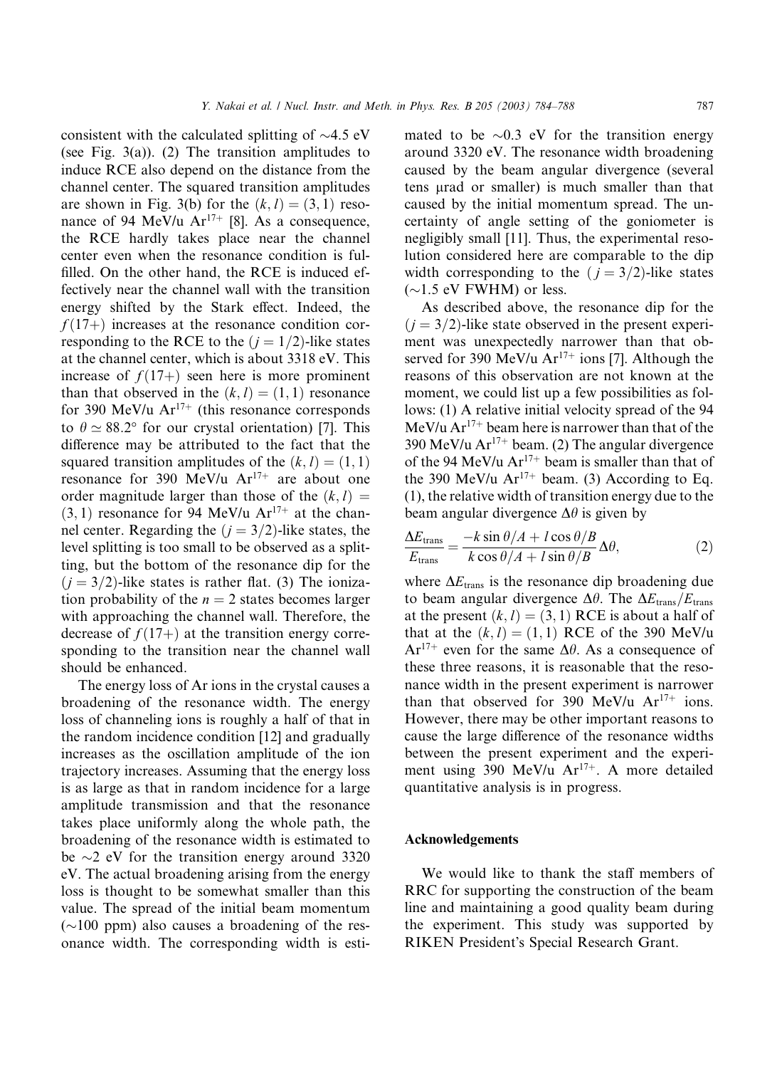consistent with the calculated splitting of ~4.5 eV (see Fig. 3(a)). (2) The transition amplitudes to induce RCE also depend on the distance from the channel center. The squared transition amplitudes are shown in Fig. 3(b) for the $(k, l) = (3, 1)$ resonance of 94 MeV/u $Ar^{17+}$ [8]. As a consequence, the RCE hardly takes place near the channel center even when the resonance condition is fulfilled. On the other hand, the RCE is induced effectively near the channel wall with the transition energy shifted by the Stark effect. Indeed, the $f(17+)$ increases at the resonance condition corresponding to the RCE to the $(j = 1/2)$-like states at the channel center, which is about 3318 eV. This increase of $f(17+)$ seen here is more prominent than that observed in the $(k, l) = (1, 1)$ resonance for 390 MeV/u $Ar^{17+}$ (this resonance corresponds to $\theta \simeq 88.2°$ for our crystal orientation) [7]. This difference may be attributed to the fact that the squared transition amplitudes of the $(k, l) = (1, 1)$ resonance for 390 MeV/u $Ar^{17+}$ are about one order magnitude larger than those of the $(k, l) = (3, 1)$ resonance for 94 MeV/u $Ar^{17+}$ at the channel center. Regarding the $(j = 3/2)$-like states, the level splitting is too small to be observed as a splitting, but the bottom of the resonance dip for the $(j = 3/2)$-like states is rather flat. (3) The ionization probability of the $n = 2$ states becomes larger with approaching the channel wall. Therefore, the decrease of $f(17+)$ at the transition energy corresponding to the transition near the channel wall should be enhanced.

The energy loss of Ar ions in the crystal causes a broadening of the resonance width. The energy loss of channeling ions is roughly a half of that in the random incidence condition [12] and gradually increases as the oscillation amplitude of the ion trajectory increases. Assuming that the energy loss is as large as that in random incidence for a large amplitude transmission and that the resonance takes place uniformly along the whole path, the broadening of the resonance width is estimated to be ~2 eV for the transition energy around 3320 eV. The actual broadening arising from the energy loss is thought to be somewhat smaller than this value. The spread of the initial beam momentum (~100 ppm) also causes a broadening of the resonance width. The corresponding width is estimated to be ~0.3 eV for the transition energy around 3320 eV. The resonance width broadening caused by the beam angular divergence (several tens μrad or smaller) is much smaller than that caused by the initial momentum spread. The uncertainty of angle setting of the goniometer is negligibly small [11]. Thus, the experimental resolution considered here are comparable to the dip width corresponding to the $(j = 3/2)$-like states (~1.5 eV FWHM) or less.

As described above, the resonance dip for the $(j = 3/2)$-like state observed in the present experiment was unexpectedly narrower than that observed for 390 MeV/u $Ar^{17+}$ ions [7]. Although the reasons of this observation are not known at the moment, we could list up a few possibilities as follows: (1) A relative initial velocity spread of the 94 MeV/u $Ar^{17+}$ beam here is narrower than that of the 390 MeV/u $Ar^{17+}$ beam. (2) The angular divergence of the 94 MeV/u $Ar^{17+}$ beam is smaller than that of the 390 MeV/u $Ar^{17+}$ beam. (3) According to Eq. (1), the relative width of transition energy due to the beam angular divergence $\Delta\theta$ is given by

$$\frac{\Delta E_{\mathrm{trans}}}{E_{\mathrm{trans}}} = \frac{-k \sin\theta/A + l \cos\theta/B}{k \cos\theta/A + l \sin\theta/B} \Delta\theta, \tag{2}$$

where $\Delta E_{\mathrm{trans}}$ is the resonance dip broadening due to beam angular divergence $\Delta\theta$. The $\Delta E_{\mathrm{trans}}/E_{\mathrm{trans}}$ at the present $(k, l) = (3, 1)$ RCE is about a half of that at the $(k, l) = (1, 1)$ RCE of the 390 MeV/u $Ar^{17+}$ even for the same $\Delta\theta$. As a consequence of these three reasons, it is reasonable that the resonance width in the present experiment is narrower than that observed for 390 MeV/u $Ar^{17+}$ ions. However, there may be other important reasons to cause the large difference of the resonance widths between the present experiment and the experiment using 390 MeV/u $Ar^{17+}$. A more detailed quantitative analysis is in progress.

## Acknowledgements

We would like to thank the staff members of RRC for supporting the construction of the beam line and maintaining a good quality beam during the experiment. This study was supported by RIKEN President's Special Research Grant.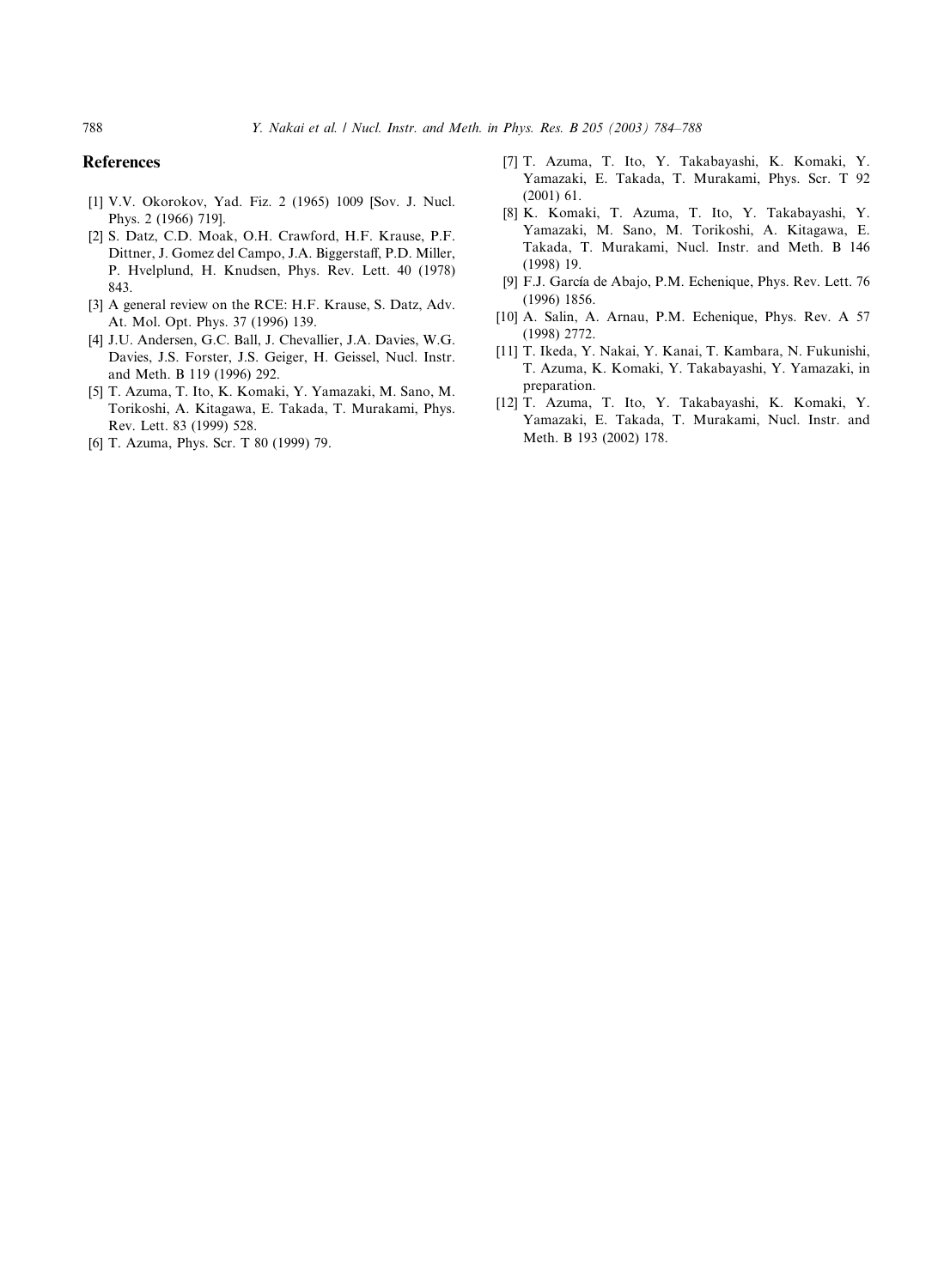## References

[1] V.V. Okorokov, Yad. Fiz. 2 (1965) 1009 [Sov. J. Nucl. Phys. 2 (1966) 719].

[2] S. Datz, C.D. Moak, O.H. Crawford, H.F. Krause, P.F. Dittner, J. Gomez del Campo, J.A. Biggerstaff, P.D. Miller, P. Hvelplund, H. Knudsen, Phys. Rev. Lett. 40 (1978) 843.

[3] A general review on the RCE: H.F. Krause, S. Datz, Adv. At. Mol. Opt. Phys. 37 (1996) 139.

[4] J.U. Andersen, G.C. Ball, J. Chevallier, J.A. Davies, W.G. Davies, J.S. Forster, J.S. Geiger, H. Geissel, Nucl. Instr. and Meth. B 119 (1996) 292.

[5] T. Azuma, T. Ito, K. Komaki, Y. Yamazaki, M. Sano, M. Torikoshi, A. Kitagawa, E. Takada, T. Murakami, Phys. Rev. Lett. 83 (1999) 528.

[6] T. Azuma, Phys. Scr. T 80 (1999) 79.

[7] T. Azuma, T. Ito, Y. Takabayashi, K. Komaki, Y. Yamazaki, E. Takada, T. Murakami, Phys. Scr. T 92 (2001) 61.

[8] K. Komaki, T. Azuma, T. Ito, Y. Takabayashi, Y. Yamazaki, M. Sano, M. Torikoshi, A. Kitagawa, E. Takada, T. Murakami, Nucl. Instr. and Meth. B 146 (1998) 19.

[9] F.J. García de Abajo, P.M. Echenique, Phys. Rev. Lett. 76 (1996) 1856.

[10] A. Salin, A. Arnau, P.M. Echenique, Phys. Rev. A 57 (1998) 2772.

[11] T. Ikeda, Y. Nakai, Y. Kanai, T. Kambara, N. Fukunishi, T. Azuma, K. Komaki, Y. Takabayashi, Y. Yamazaki, in preparation.

[12] T. Azuma, T. Ito, Y. Takabayashi, K. Komaki, Y. Yamazaki, E. Takada, T. Murakami, Nucl. Instr. and Meth. B 193 (2002) 178.